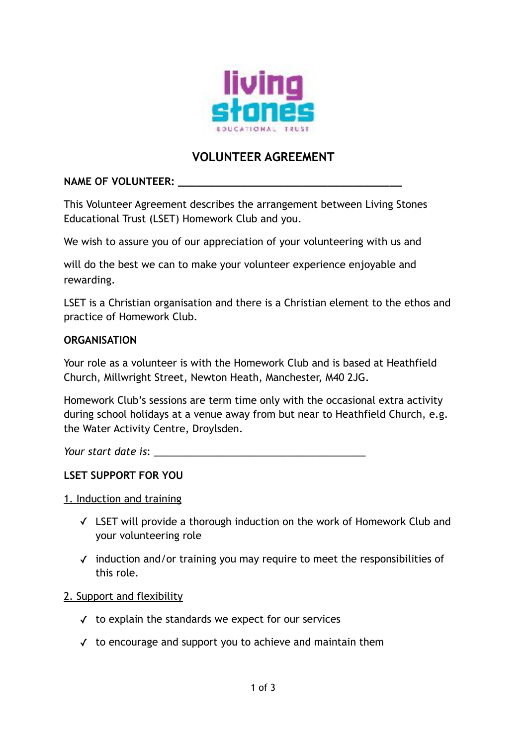# VOLUNTEER AGREEMENT

**NAME OF VOLUNTEER: ______________________________________**

This Volunteer Agreement describes the arrangement between Living Stones Educational Trust (LSET) Homework Club and you.

We wish to assure you of our appreciation of your volunteering with us and

will do the best we can to make your volunteer experience enjoyable and rewarding.

LSET is a Christian organisation and there is a Christian element to the ethos and practice of Homework Club.

**ORGANISATION**

Your role as a volunteer is with the Homework Club and is based at Heathfield Church, Millwright Street, Newton Heath, Manchester, M40 2JG.

Homework Club's sessions are term time only with the occasional extra activity during school holidays at a venue away from but near to Heathfield Church, e.g. the Water Activity Centre, Droylsden.

*Your start date is*: ______________________________________

**LSET SUPPORT FOR YOU**

<u>1. Induction and training</u>

- ✓ LSET will provide a thorough induction on the work of Homework Club and your volunteering role
- ✓ induction and/or training you may require to meet the responsibilities of this role.

<u>2. Support and flexibility</u>

- ✓ to explain the standards we expect for our services
- ✓ to encourage and support you to achieve and maintain them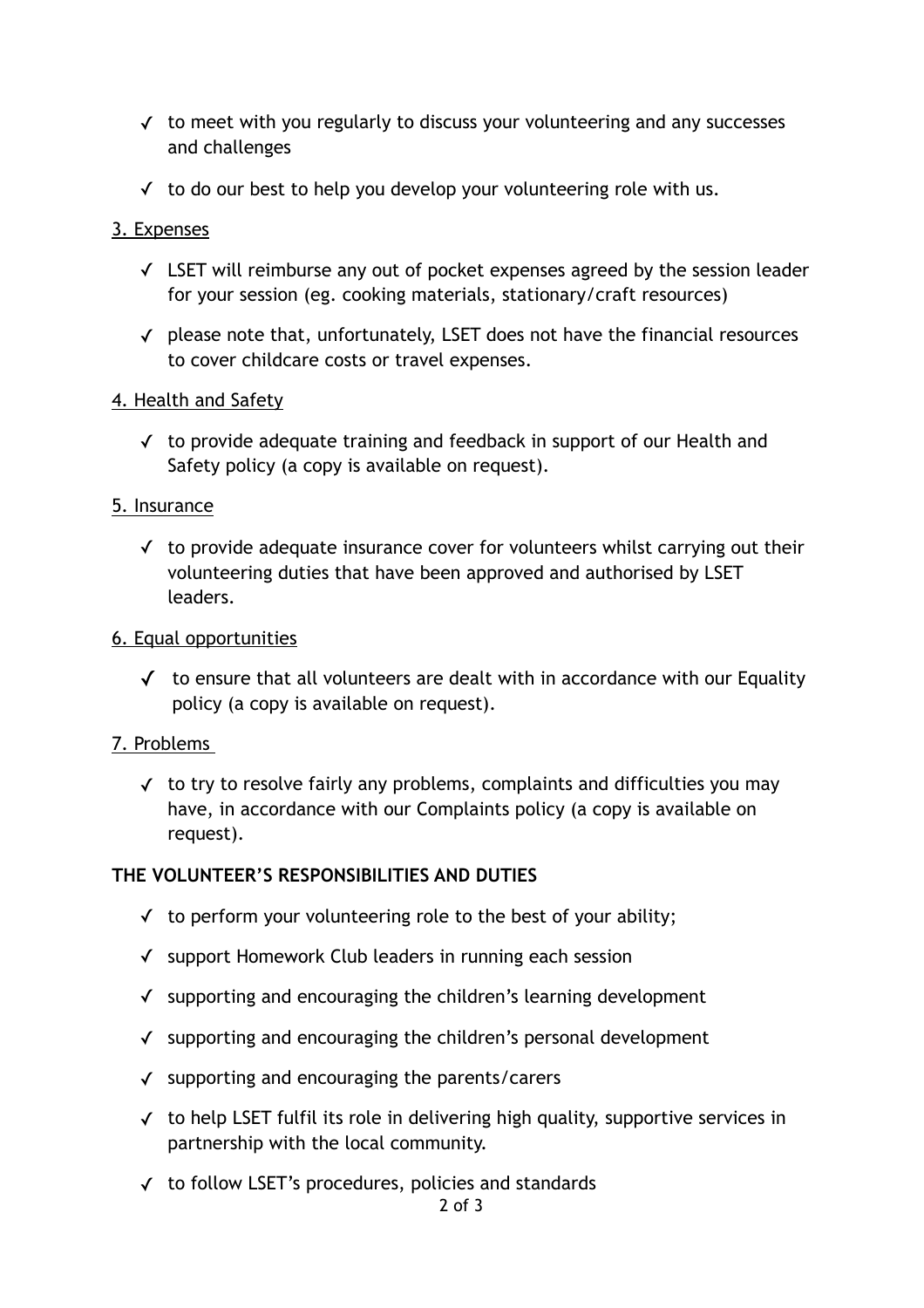- ✓ to meet with you regularly to discuss your volunteering and any successes and challenges
- ✓ to do our best to help you develop your volunteering role with us.

3. Expenses

- ✓ LSET will reimburse any out of pocket expenses agreed by the session leader for your session (eg. cooking materials, stationary/craft resources)
- ✓ please note that, unfortunately, LSET does not have the financial resources to cover childcare costs or travel expenses.

4. Health and Safety

- ✓ to provide adequate training and feedback in support of our Health and Safety policy (a copy is available on request).

5. Insurance

- ✓ to provide adequate insurance cover for volunteers whilst carrying out their volunteering duties that have been approved and authorised by LSET leaders.

6. Equal opportunities

- ✓ to ensure that all volunteers are dealt with in accordance with our Equality policy (a copy is available on request).

7. Problems

- ✓ to try to resolve fairly any problems, complaints and difficulties you may have, in accordance with our Complaints policy (a copy is available on request).

**THE VOLUNTEER'S RESPONSIBILITIES AND DUTIES**

- ✓ to perform your volunteering role to the best of your ability;
- ✓ support Homework Club leaders in running each session
- ✓ supporting and encouraging the children's learning development
- ✓ supporting and encouraging the children's personal development
- ✓ supporting and encouraging the parents/carers
- ✓ to help LSET fulfil its role in delivering high quality, supportive services in partnership with the local community.
- ✓ to follow LSET's procedures, policies and standards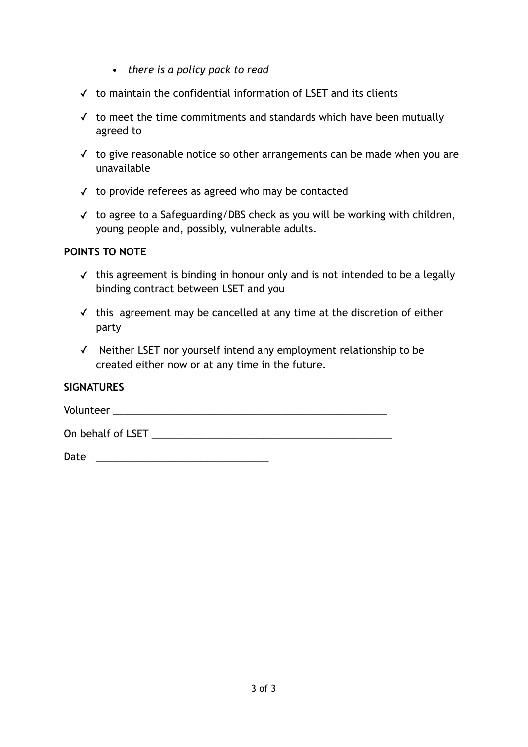- *there is a policy pack to read*

✓ to maintain the confidential information of LSET and its clients

✓ to meet the time commitments and standards which have been mutually agreed to

✓ to give reasonable notice so other arrangements can be made when you are unavailable

✓ to provide referees as agreed who may be contacted

✓ to agree to a Safeguarding/DBS check as you will be working with children, young people and, possibly, vulnerable adults.

**POINTS TO NOTE**

✓ this agreement is binding in honour only and is not intended to be a legally binding contract between LSET and you

✓ this agreement may be cancelled at any time at the discretion of either party

✓ Neither LSET nor yourself intend any employment relationship to be created either now or at any time in the future.

**SIGNATURES**

Volunteer ___________________________________________________

On behalf of LSET ____________________________________________

Date ______________________________